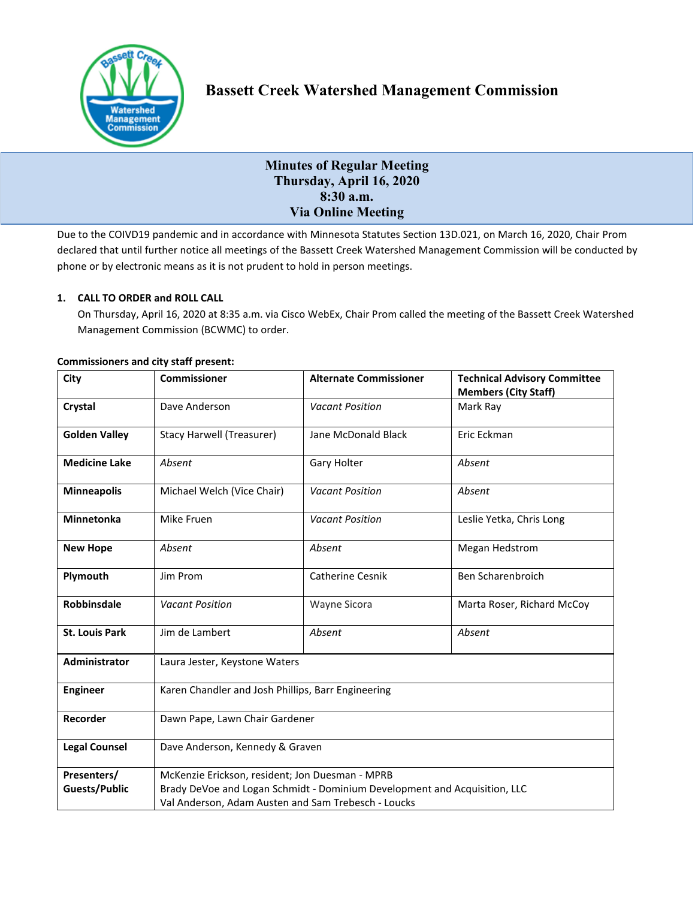# Bassett Creek Watershed Management Commission

## Minutes of Regular Meeting
## Thursday, April 16, 2020
## 8:30 a.m.
## Via Online Meeting

Due to the COIVD19 pandemic and in accordance with Minnesota Statutes Section 13D.021, on March 16, 2020, Chair Prom declared that until further notice all meetings of the Bassett Creek Watershed Management Commission will be conducted by phone or by electronic means as it is not prudent to hold in person meetings.

### 1. CALL TO ORDER and ROLL CALL

On Thursday, April 16, 2020 at 8:35 a.m. via Cisco WebEx, Chair Prom called the meeting of the Bassett Creek Watershed Management Commission (BCWMC) to order.

**Commissioners and city staff present:**

| City | Commissioner | Alternate Commissioner | Technical Advisory Committee Members (City Staff) |
|---|---|---|---|
| **Crystal** | Dave Anderson | *Vacant Position* | Mark Ray |
| **Golden Valley** | Stacy Harwell (Treasurer) | Jane McDonald Black | Eric Eckman |
| **Medicine Lake** | *Absent* | Gary Holter | *Absent* |
| **Minneapolis** | Michael Welch (Vice Chair) | *Vacant Position* | *Absent* |
| **Minnetonka** | Mike Fruen | *Vacant Position* | Leslie Yetka, Chris Long |
| **New Hope** | *Absent* | *Absent* | Megan Hedstrom |
| **Plymouth** | Jim Prom | Catherine Cesnik | Ben Scharenbroich |
| **Robbinsdale** | *Vacant Position* | Wayne Sicora | Marta Roser, Richard McCoy |
| **St. Louis Park** | Jim de Lambert | *Absent* | *Absent* |
| **Administrator** | Laura Jester, Keystone Waters | | |
| **Engineer** | Karen Chandler and Josh Phillips, Barr Engineering | | |
| **Recorder** | Dawn Pape, Lawn Chair Gardener | | |
| **Legal Counsel** | Dave Anderson, Kennedy & Graven | | |
| **Presenters/ Guests/Public** | McKenzie Erickson, resident; Jon Duesman - MPRB<br>Brady DeVoe and Logan Schmidt - Dominium Development and Acquisition, LLC<br>Val Anderson, Adam Austen and Sam Trebesch - Loucks | | |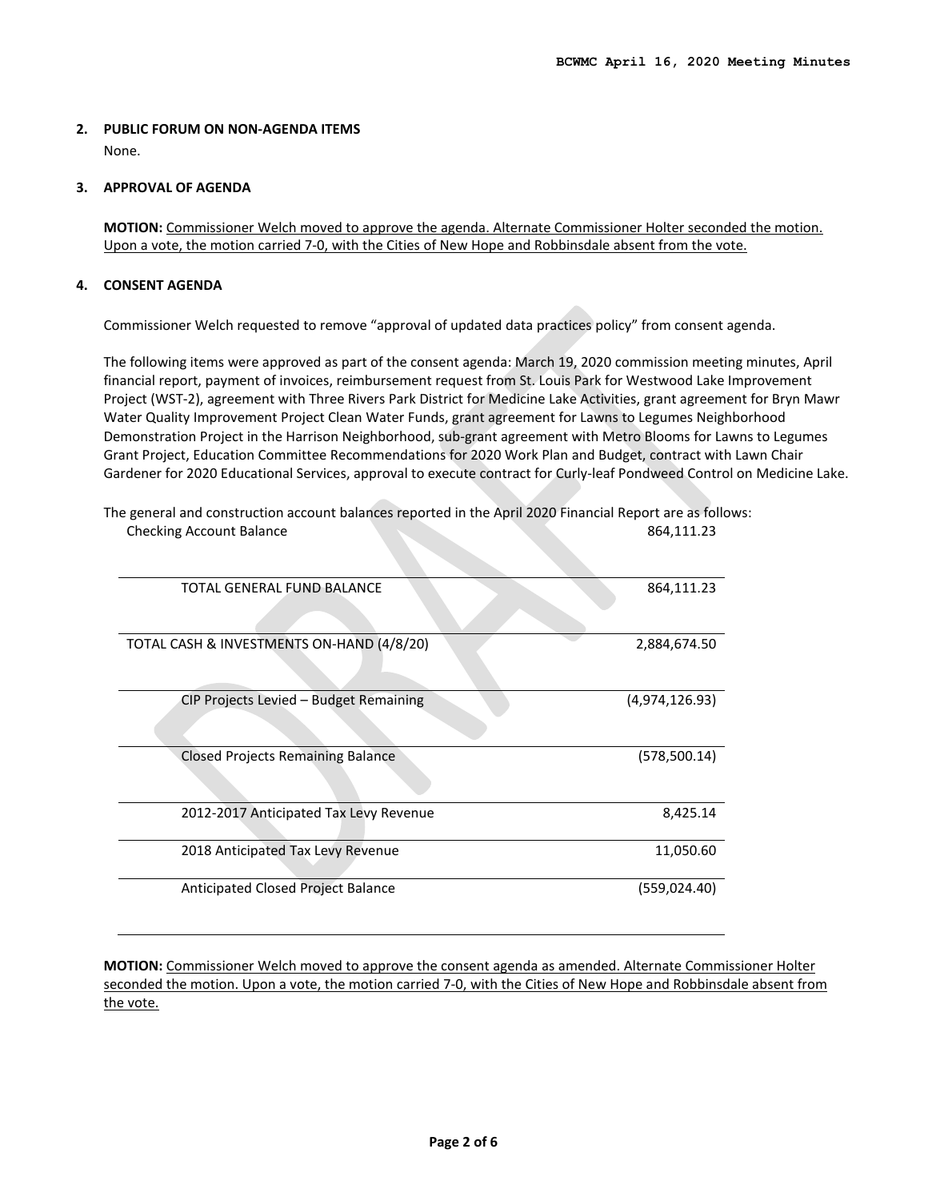**2. PUBLIC FORUM ON NON-AGENDA ITEMS**

None.

**3. APPROVAL OF AGENDA**

**MOTION:** Commissioner Welch moved to approve the agenda. Alternate Commissioner Holter seconded the motion. Upon a vote, the motion carried 7-0, with the Cities of New Hope and Robbinsdale absent from the vote.

**4. CONSENT AGENDA**

Commissioner Welch requested to remove "approval of updated data practices policy" from consent agenda.

The following items were approved as part of the consent agenda: March 19, 2020 commission meeting minutes, April financial report, payment of invoices, reimbursement request from St. Louis Park for Westwood Lake Improvement Project (WST-2), agreement with Three Rivers Park District for Medicine Lake Activities, grant agreement for Bryn Mawr Water Quality Improvement Project Clean Water Funds, grant agreement for Lawns to Legumes Neighborhood Demonstration Project in the Harrison Neighborhood, sub-grant agreement with Metro Blooms for Lawns to Legumes Grant Project, Education Committee Recommendations for 2020 Work Plan and Budget, contract with Lawn Chair Gardener for 2020 Educational Services, approval to execute contract for Curly-leaf Pondweed Control on Medicine Lake.

The general and construction account balances reported in the April 2020 Financial Report are as follows:

| | |
|---|---|
| Checking Account Balance | 864,111.23 |
| TOTAL GENERAL FUND BALANCE | 864,111.23 |
| TOTAL CASH & INVESTMENTS ON-HAND (4/8/20) | 2,884,674.50 |
| CIP Projects Levied – Budget Remaining | (4,974,126.93) |
| Closed Projects Remaining Balance | (578,500.14) |
| 2012-2017 Anticipated Tax Levy Revenue | 8,425.14 |
| 2018 Anticipated Tax Levy Revenue | 11,050.60 |
| Anticipated Closed Project Balance | (559,024.40) |

**MOTION:** Commissioner Welch moved to approve the consent agenda as amended. Alternate Commissioner Holter seconded the motion. Upon a vote, the motion carried 7-0, with the Cities of New Hope and Robbinsdale absent from the vote.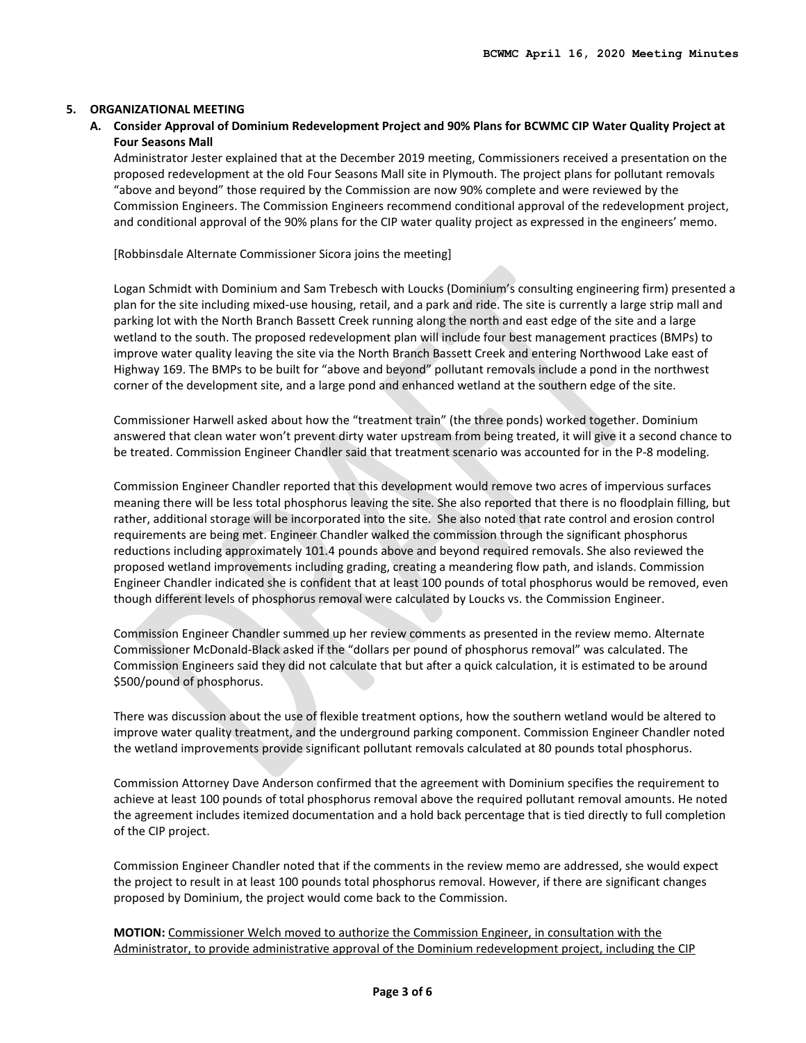## 5. ORGANIZATIONAL MEETING

### A. Consider Approval of Dominium Redevelopment Project and 90% Plans for BCWMC CIP Water Quality Project at Four Seasons Mall

Administrator Jester explained that at the December 2019 meeting, Commissioners received a presentation on the proposed redevelopment at the old Four Seasons Mall site in Plymouth. The project plans for pollutant removals "above and beyond" those required by the Commission are now 90% complete and were reviewed by the Commission Engineers. The Commission Engineers recommend conditional approval of the redevelopment project, and conditional approval of the 90% plans for the CIP water quality project as expressed in the engineers' memo.

[Robbinsdale Alternate Commissioner Sicora joins the meeting]

Logan Schmidt with Dominium and Sam Trebesch with Loucks (Dominium's consulting engineering firm) presented a plan for the site including mixed-use housing, retail, and a park and ride. The site is currently a large strip mall and parking lot with the North Branch Bassett Creek running along the north and east edge of the site and a large wetland to the south. The proposed redevelopment plan will include four best management practices (BMPs) to improve water quality leaving the site via the North Branch Bassett Creek and entering Northwood Lake east of Highway 169. The BMPs to be built for "above and beyond" pollutant removals include a pond in the northwest corner of the development site, and a large pond and enhanced wetland at the southern edge of the site.

Commissioner Harwell asked about how the "treatment train" (the three ponds) worked together. Dominium answered that clean water won't prevent dirty water upstream from being treated, it will give it a second chance to be treated. Commission Engineer Chandler said that treatment scenario was accounted for in the P-8 modeling.

Commission Engineer Chandler reported that this development would remove two acres of impervious surfaces meaning there will be less total phosphorus leaving the site. She also reported that there is no floodplain filling, but rather, additional storage will be incorporated into the site. She also noted that rate control and erosion control requirements are being met. Engineer Chandler walked the commission through the significant phosphorus reductions including approximately 101.4 pounds above and beyond required removals. She also reviewed the proposed wetland improvements including grading, creating a meandering flow path, and islands. Commission Engineer Chandler indicated she is confident that at least 100 pounds of total phosphorus would be removed, even though different levels of phosphorus removal were calculated by Loucks vs. the Commission Engineer.

Commission Engineer Chandler summed up her review comments as presented in the review memo. Alternate Commissioner McDonald-Black asked if the "dollars per pound of phosphorus removal" was calculated. The Commission Engineers said they did not calculate that but after a quick calculation, it is estimated to be around \$500/pound of phosphorus.

There was discussion about the use of flexible treatment options, how the southern wetland would be altered to improve water quality treatment, and the underground parking component. Commission Engineer Chandler noted the wetland improvements provide significant pollutant removals calculated at 80 pounds total phosphorus.

Commission Attorney Dave Anderson confirmed that the agreement with Dominium specifies the requirement to achieve at least 100 pounds of total phosphorus removal above the required pollutant removal amounts. He noted the agreement includes itemized documentation and a hold back percentage that is tied directly to full completion of the CIP project.

Commission Engineer Chandler noted that if the comments in the review memo are addressed, she would expect the project to result in at least 100 pounds total phosphorus removal. However, if there are significant changes proposed by Dominium, the project would come back to the Commission.

**MOTION:** Commissioner Welch moved to authorize the Commission Engineer, in consultation with the Administrator, to provide administrative approval of the Dominium redevelopment project, including the CIP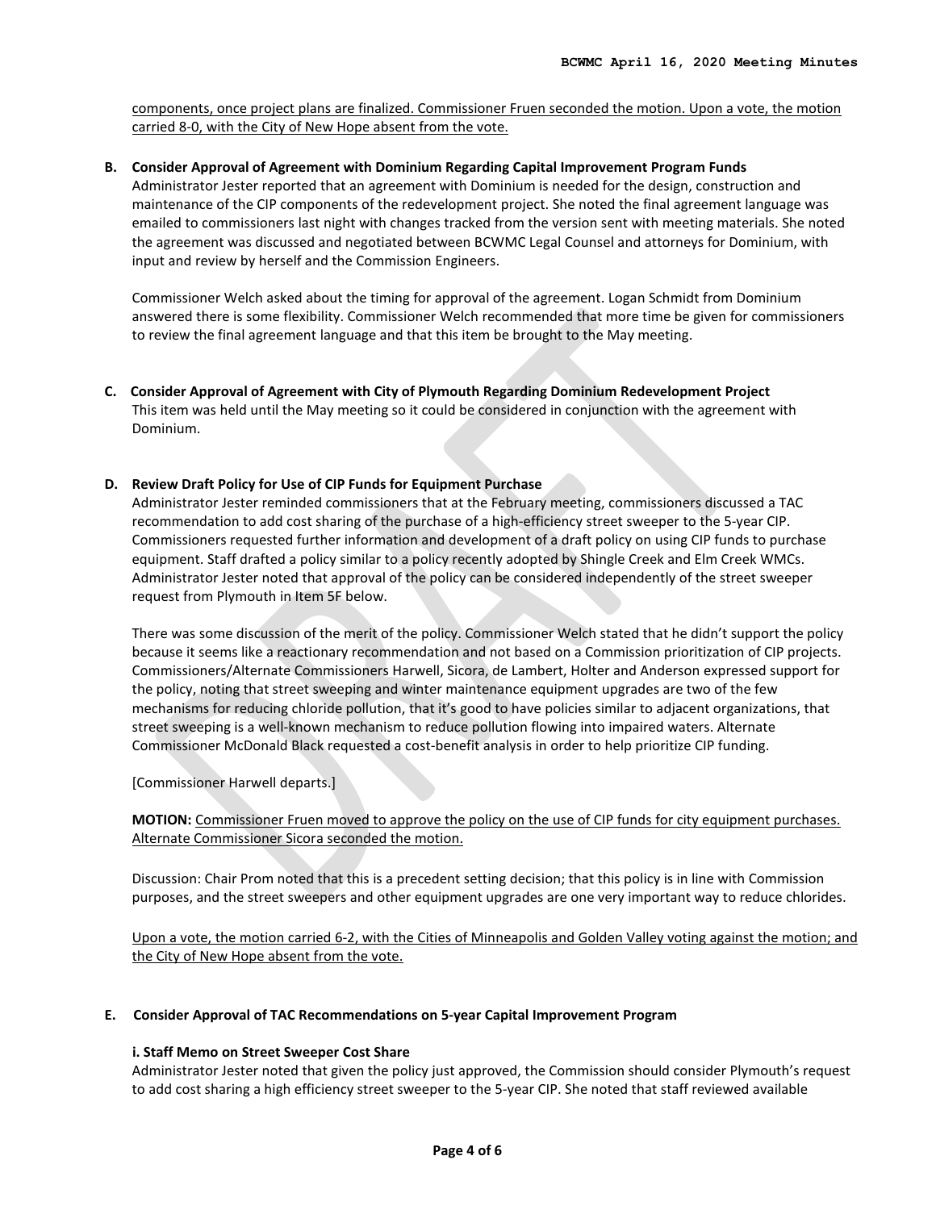components, once project plans are finalized. Commissioner Fruen seconded the motion. Upon a vote, the motion carried 8-0, with the City of New Hope absent from the vote.

**B. Consider Approval of Agreement with Dominium Regarding Capital Improvement Program Funds**

Administrator Jester reported that an agreement with Dominium is needed for the design, construction and maintenance of the CIP components of the redevelopment project. She noted the final agreement language was emailed to commissioners last night with changes tracked from the version sent with meeting materials. She noted the agreement was discussed and negotiated between BCWMC Legal Counsel and attorneys for Dominium, with input and review by herself and the Commission Engineers.

Commissioner Welch asked about the timing for approval of the agreement. Logan Schmidt from Dominium answered there is some flexibility. Commissioner Welch recommended that more time be given for commissioners to review the final agreement language and that this item be brought to the May meeting.

**C. Consider Approval of Agreement with City of Plymouth Regarding Dominium Redevelopment Project**

This item was held until the May meeting so it could be considered in conjunction with the agreement with Dominium.

**D. Review Draft Policy for Use of CIP Funds for Equipment Purchase**

Administrator Jester reminded commissioners that at the February meeting, commissioners discussed a TAC recommendation to add cost sharing of the purchase of a high-efficiency street sweeper to the 5-year CIP. Commissioners requested further information and development of a draft policy on using CIP funds to purchase equipment. Staff drafted a policy similar to a policy recently adopted by Shingle Creek and Elm Creek WMCs. Administrator Jester noted that approval of the policy can be considered independently of the street sweeper request from Plymouth in Item 5F below.

There was some discussion of the merit of the policy. Commissioner Welch stated that he didn't support the policy because it seems like a reactionary recommendation and not based on a Commission prioritization of CIP projects. Commissioners/Alternate Commissioners Harwell, Sicora, de Lambert, Holter and Anderson expressed support for the policy, noting that street sweeping and winter maintenance equipment upgrades are two of the few mechanisms for reducing chloride pollution, that it's good to have policies similar to adjacent organizations, that street sweeping is a well-known mechanism to reduce pollution flowing into impaired waters. Alternate Commissioner McDonald Black requested a cost-benefit analysis in order to help prioritize CIP funding.

[Commissioner Harwell departs.]

**MOTION:** Commissioner Fruen moved to approve the policy on the use of CIP funds for city equipment purchases. Alternate Commissioner Sicora seconded the motion.

Discussion: Chair Prom noted that this is a precedent setting decision; that this policy is in line with Commission purposes, and the street sweepers and other equipment upgrades are one very important way to reduce chlorides.

Upon a vote, the motion carried 6-2, with the Cities of Minneapolis and Golden Valley voting against the motion; and the City of New Hope absent from the vote.

**E. Consider Approval of TAC Recommendations on 5-year Capital Improvement Program**

**i. Staff Memo on Street Sweeper Cost Share**

Administrator Jester noted that given the policy just approved, the Commission should consider Plymouth's request to add cost sharing a high efficiency street sweeper to the 5-year CIP. She noted that staff reviewed available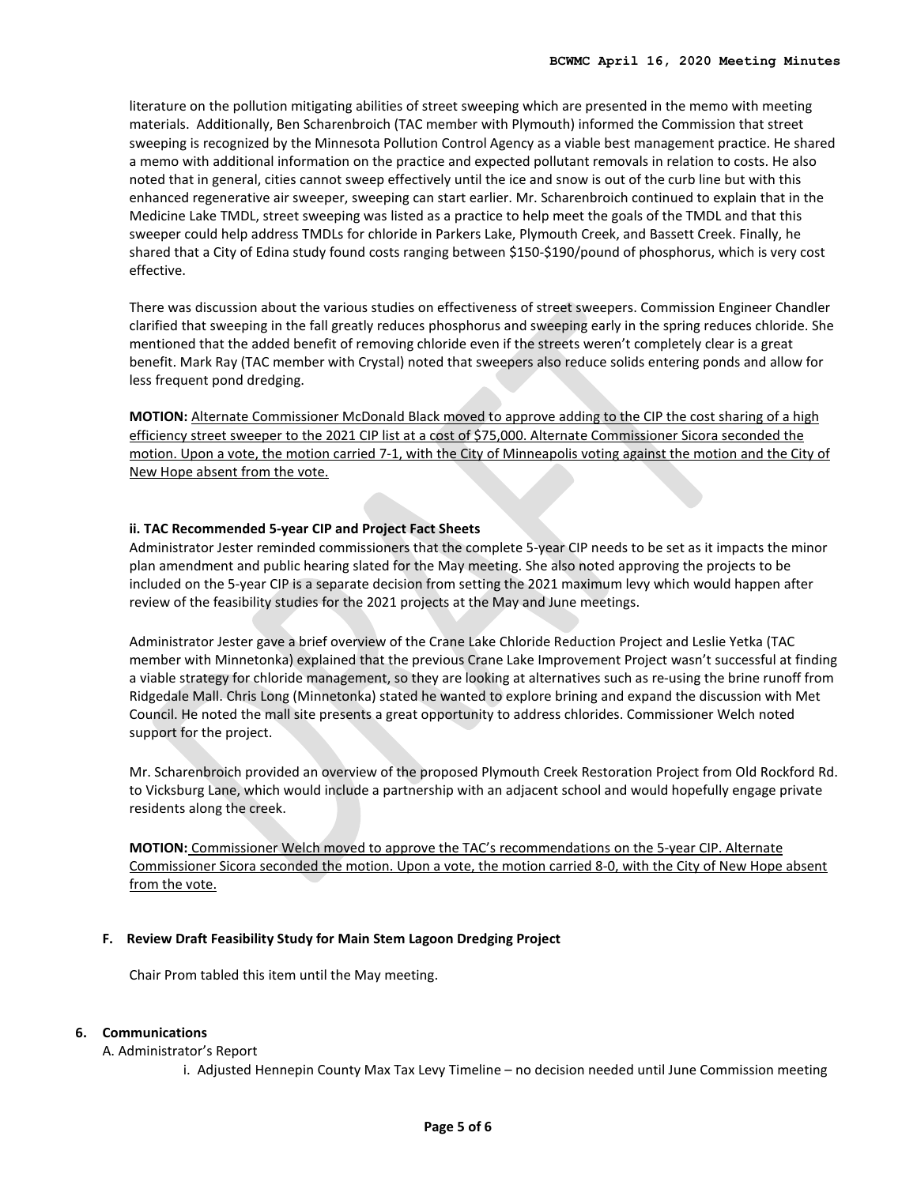literature on the pollution mitigating abilities of street sweeping which are presented in the memo with meeting materials. Additionally, Ben Scharenbroich (TAC member with Plymouth) informed the Commission that street sweeping is recognized by the Minnesota Pollution Control Agency as a viable best management practice. He shared a memo with additional information on the practice and expected pollutant removals in relation to costs. He also noted that in general, cities cannot sweep effectively until the ice and snow is out of the curb line but with this enhanced regenerative air sweeper, sweeping can start earlier. Mr. Scharenbroich continued to explain that in the Medicine Lake TMDL, street sweeping was listed as a practice to help meet the goals of the TMDL and that this sweeper could help address TMDLs for chloride in Parkers Lake, Plymouth Creek, and Bassett Creek. Finally, he shared that a City of Edina study found costs ranging between $150-$190/pound of phosphorus, which is very cost effective.

There was discussion about the various studies on effectiveness of street sweepers. Commission Engineer Chandler clarified that sweeping in the fall greatly reduces phosphorus and sweeping early in the spring reduces chloride. She mentioned that the added benefit of removing chloride even if the streets weren't completely clear is a great benefit. Mark Ray (TAC member with Crystal) noted that sweepers also reduce solids entering ponds and allow for less frequent pond dredging.

**MOTION:** <u>Alternate Commissioner McDonald Black moved to approve adding to the CIP the cost sharing of a high efficiency street sweeper to the 2021 CIP list at a cost of $75,000. Alternate Commissioner Sicora seconded the motion. Upon a vote, the motion carried 7-1, with the City of Minneapolis voting against the motion and the City of New Hope absent from the vote.</u>

**ii. TAC Recommended 5-year CIP and Project Fact Sheets**

Administrator Jester reminded commissioners that the complete 5-year CIP needs to be set as it impacts the minor plan amendment and public hearing slated for the May meeting. She also noted approving the projects to be included on the 5-year CIP is a separate decision from setting the 2021 maximum levy which would happen after review of the feasibility studies for the 2021 projects at the May and June meetings.

Administrator Jester gave a brief overview of the Crane Lake Chloride Reduction Project and Leslie Yetka (TAC member with Minnetonka) explained that the previous Crane Lake Improvement Project wasn't successful at finding a viable strategy for chloride management, so they are looking at alternatives such as re-using the brine runoff from Ridgedale Mall. Chris Long (Minnetonka) stated he wanted to explore brining and expand the discussion with Met Council. He noted the mall site presents a great opportunity to address chlorides. Commissioner Welch noted support for the project.

Mr. Scharenbroich provided an overview of the proposed Plymouth Creek Restoration Project from Old Rockford Rd. to Vicksburg Lane, which would include a partnership with an adjacent school and would hopefully engage private residents along the creek.

**MOTION:** <u>Commissioner Welch moved to approve the TAC's recommendations on the 5-year CIP. Alternate Commissioner Sicora seconded the motion. Upon a vote, the motion carried 8-0, with the City of New Hope absent from the vote.</u>

**F. Review Draft Feasibility Study for Main Stem Lagoon Dredging Project**

Chair Prom tabled this item until the May meeting.

**6. Communications**

A. Administrator's Report

i. Adjusted Hennepin County Max Tax Levy Timeline – no decision needed until June Commission meeting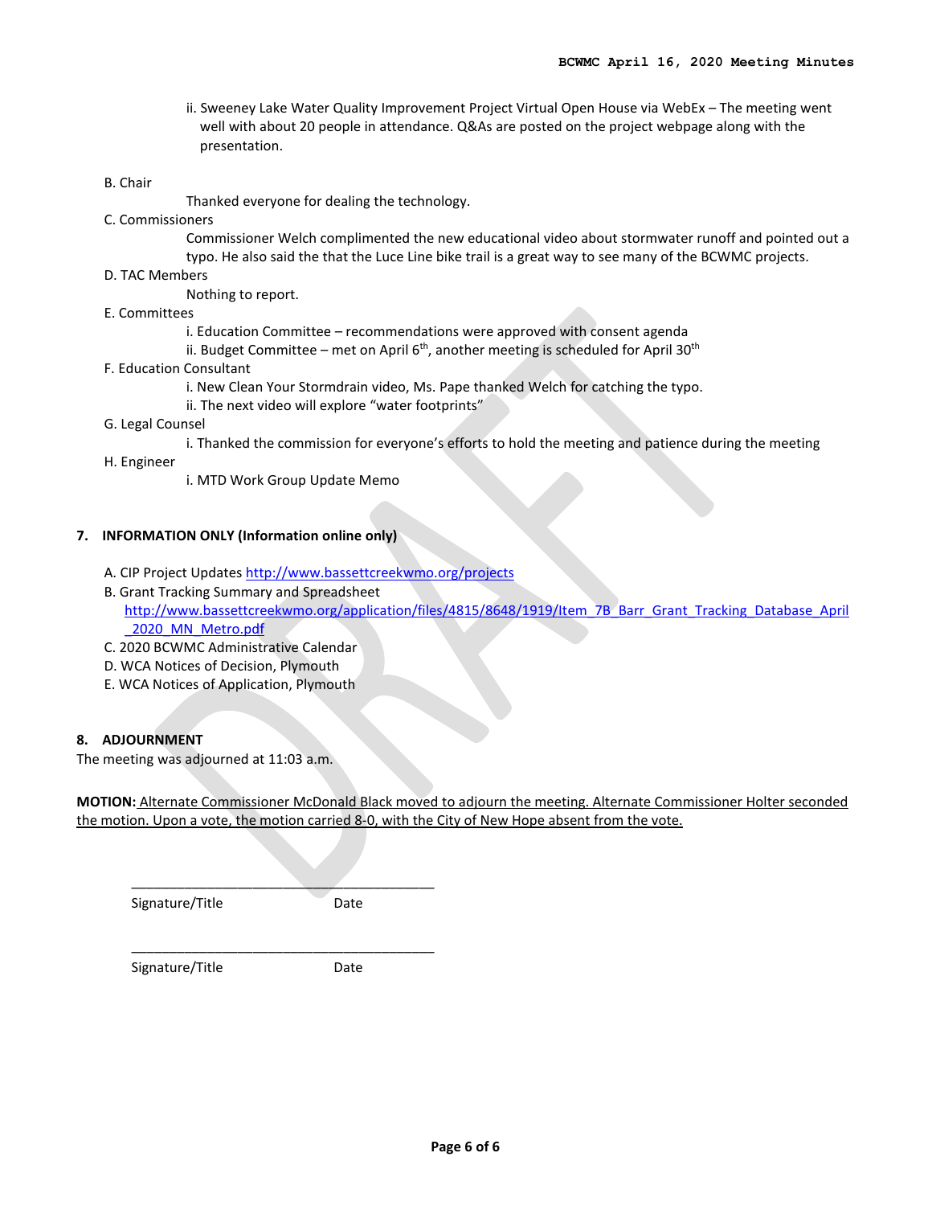ii. Sweeney Lake Water Quality Improvement Project Virtual Open House via WebEx – The meeting went well with about 20 people in attendance. Q&As are posted on the project webpage along with the presentation.

B. Chair

Thanked everyone for dealing the technology.

C. Commissioners

Commissioner Welch complimented the new educational video about stormwater runoff and pointed out a typo. He also said the that the Luce Line bike trail is a great way to see many of the BCWMC projects.

D. TAC Members

Nothing to report.

E. Committees

i. Education Committee – recommendations were approved with consent agenda

ii. Budget Committee – met on April 6th, another meeting is scheduled for April 30th

F. Education Consultant

i. New Clean Your Stormdrain video, Ms. Pape thanked Welch for catching the typo.

ii. The next video will explore "water footprints"

G. Legal Counsel

i. Thanked the commission for everyone's efforts to hold the meeting and patience during the meeting

H. Engineer

i. MTD Work Group Update Memo

## 7. INFORMATION ONLY (Information online only)

A. CIP Project Updates http://www.bassettcreekwmo.org/projects

B. Grant Tracking Summary and Spreadsheet http://www.bassettcreekwmo.org/application/files/4815/8648/1919/Item_7B_Barr_Grant_Tracking_Database_April_2020_MN_Metro.pdf

C. 2020 BCWMC Administrative Calendar

D. WCA Notices of Decision, Plymouth

E. WCA Notices of Application, Plymouth

## 8. ADJOURNMENT

The meeting was adjourned at 11:03 a.m.

**MOTION:** Alternate Commissioner McDonald Black moved to adjourn the meeting. Alternate Commissioner Holter seconded the motion. Upon a vote, the motion carried 8-0, with the City of New Hope absent from the vote.

\_\_\_\_\_\_\_\_\_\_\_\_\_\_\_\_\_\_\_\_\_\_\_\_\_\_\_\_\_\_\_\_\_\_\_\_\_\_\_\_

Signature/Title Date

\_\_\_\_\_\_\_\_\_\_\_\_\_\_\_\_\_\_\_\_\_\_\_\_\_\_\_\_\_\_\_\_\_\_\_\_\_\_\_\_

Signature/Title Date